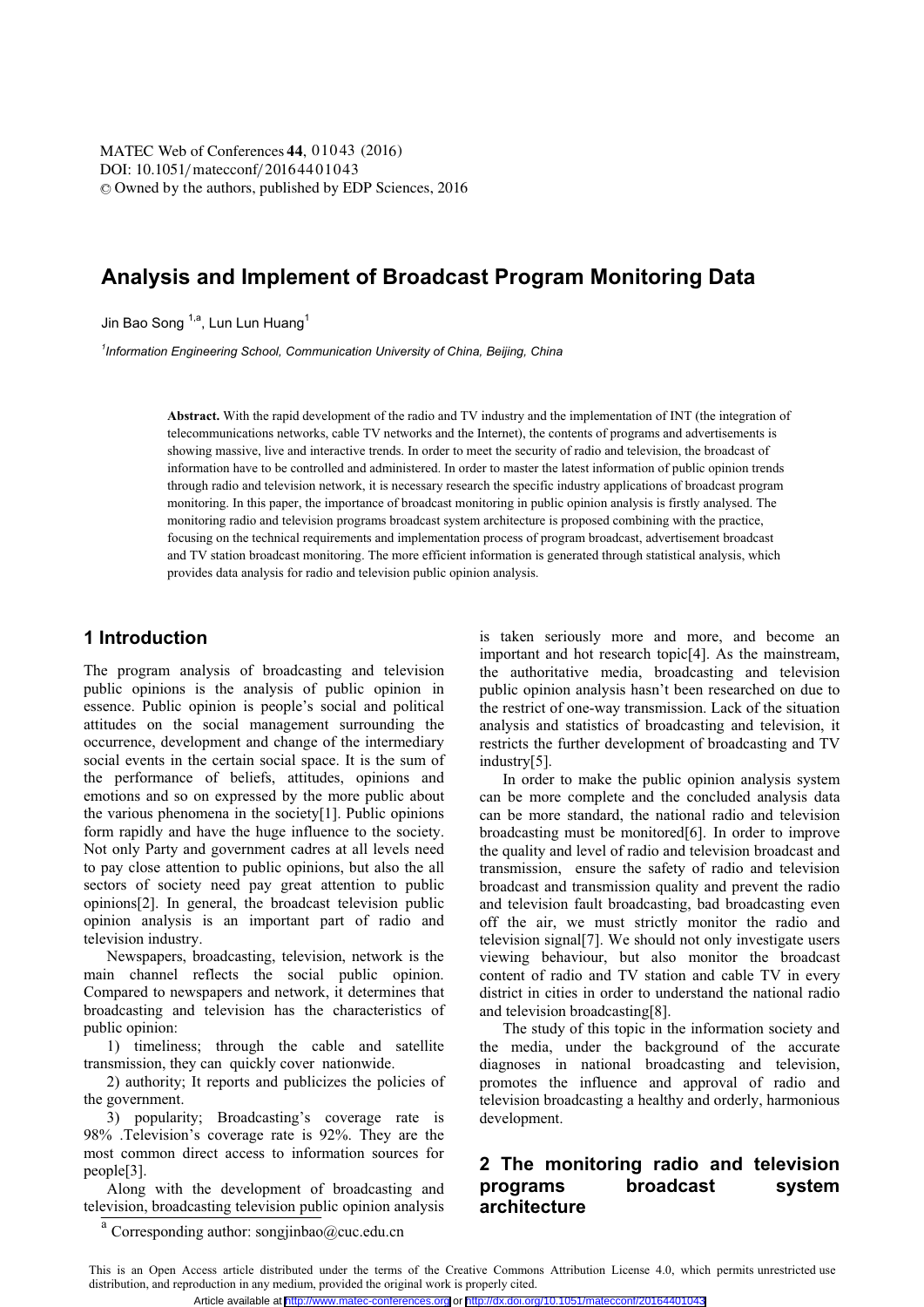# Analysis and Implement of Broadcast Program Monitoring Data

Jin Bao Song [1,a], Lun Lun Huang[1]

[1]*Information Engineering School, Communication University of China, Beijing, China*

**Abstract.** With the rapid development of the radio and TV industry and the implementation of INT (the integration of telecommunications networks, cable TV networks and the Internet), the contents of programs and advertisements is showing massive, live and interactive trends. In order to meet the security of radio and television, the broadcast of information have to be controlled and administered. In order to master the latest information of public opinion trends through radio and television network, it is necessary research the specific industry applications of broadcast program monitoring. In this paper, the importance of broadcast monitoring in public opinion analysis is firstly analysed. The monitoring radio and television programs broadcast system architecture is proposed combining with the practice, focusing on the technical requirements and implementation process of program broadcast, advertisement broadcast and TV station broadcast monitoring. The more efficient information is generated through statistical analysis, which provides data analysis for radio and television public opinion analysis.

## 1 Introduction

The program analysis of broadcasting and television public opinions is the analysis of public opinion in essence. Public opinion is people's social and political attitudes on the social management surrounding the occurrence, development and change of the intermediary social events in the certain social space. It is the sum of the performance of beliefs, attitudes, opinions and emotions and so on expressed by the more public about the various phenomena in the society[1]. Public opinions form rapidly and have the huge influence to the society. Not only Party and government cadres at all levels need to pay close attention to public opinions, but also the all sectors of society need pay great attention to public opinions[2]. In general, the broadcast television public opinion analysis is an important part of radio and television industry.

Newspapers, broadcasting, television, network is the main channel reflects the social public opinion. Compared to newspapers and network, it determines that broadcasting and television has the characteristics of public opinion:

1) timeliness; through the cable and satellite transmission, they can quickly cover nationwide.

2) authority; It reports and publicizes the policies of the government.

3) popularity; Broadcasting's coverage rate is 98% .Television's coverage rate is 92%. They are the most common direct access to information sources for people[3].

Along with the development of broadcasting and television, broadcasting television public opinion analysis is taken seriously more and more, and become an important and hot research topic[4]. As the mainstream, the authoritative media, broadcasting and television public opinion analysis hasn't been researched on due to the restrict of one-way transmission. Lack of the situation analysis and statistics of broadcasting and television, it restricts the further development of broadcasting and TV industry[5].

In order to make the public opinion analysis system can be more complete and the concluded analysis data can be more standard, the national radio and television broadcasting must be monitored[6]. In order to improve the quality and level of radio and television broadcast and transmission, ensure the safety of radio and television broadcast and transmission quality and prevent the radio and television fault broadcasting, bad broadcasting even off the air, we must strictly monitor the radio and television signal[7]. We should not only investigate users viewing behaviour, but also monitor the broadcast content of radio and TV station and cable TV in every district in cities in order to understand the national radio and television broadcasting[8].

The study of this topic in the information society and the media, under the background of the accurate diagnoses in national broadcasting and television, promotes the influence and approval of radio and television broadcasting a healthy and orderly, harmonious development.

## 2 The monitoring radio and television programs broadcast system architecture

[a] Corresponding author: songjinbao@cuc.edu.cn

This is an Open Access article distributed under the terms of the Creative Commons Attribution License 4.0, which permits unrestricted use distribution, and reproduction in any medium, provided the original work is properly cited.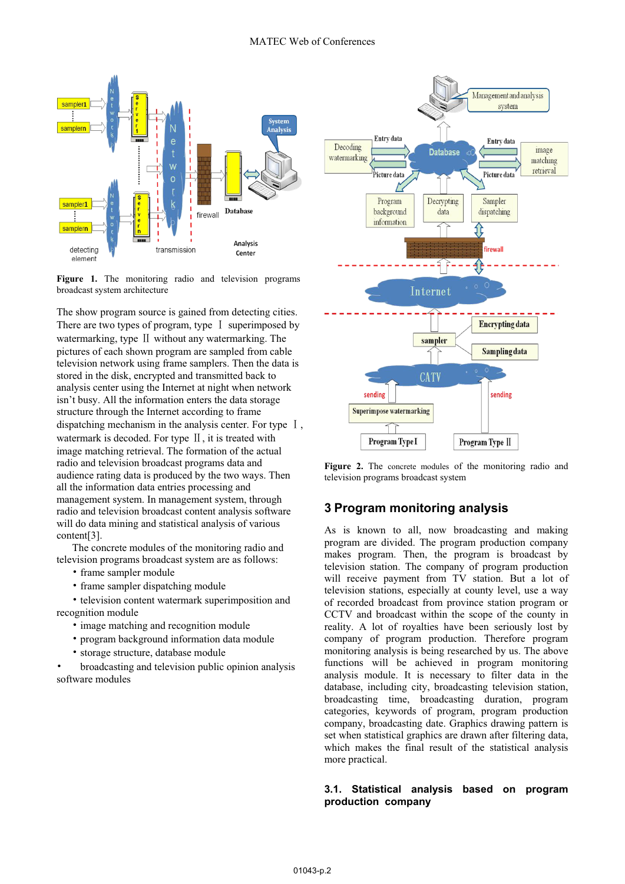**Figure 1.** The monitoring radio and television programs broadcast system architecture

The show program source is gained from detecting cities. There are two types of program, type Ⅰ superimposed by watermarking, type Ⅱ without any watermarking. The pictures of each shown program are sampled from cable television network using frame samplers. Then the data is stored in the disk, encrypted and transmitted back to analysis center using the Internet at night when network isn't busy. All the information enters the data storage structure through the Internet according to frame dispatching mechanism in the analysis center. For type Ⅰ, watermark is decoded. For type Ⅱ, it is treated with image matching retrieval. The formation of the actual radio and television broadcast programs data and audience rating data is produced by the two ways. Then all the information data entries processing and management system. In management system, through radio and television broadcast content analysis software will do data mining and statistical analysis of various content[3].

The concrete modules of the monitoring radio and television programs broadcast system are as follows:

- frame sampler module
- frame sampler dispatching module
- television content watermark superimposition and recognition module
- image matching and recognition module
- program background information data module
- storage structure, database module
- broadcasting and television public opinion analysis software modules

**Figure 2.** The concrete modules of the monitoring radio and television programs broadcast system

## 3 Program monitoring analysis

As is known to all, now broadcasting and making program are divided. The program production company makes program. Then, the program is broadcast by television station. The company of program production will receive payment from TV station. But a lot of television stations, especially at county level, use a way of recorded broadcast from province station program or CCTV and broadcast within the scope of the county in reality. A lot of royalties have been seriously lost by company of program production. Therefore program monitoring analysis is being researched by us. The above functions will be achieved in program monitoring analysis module. It is necessary to filter data in the database, including city, broadcasting television station, broadcasting time, broadcasting duration, program categories, keywords of program, program production company, broadcasting date. Graphics drawing pattern is set when statistical graphics are drawn after filtering data, which makes the final result of the statistical analysis more practical.

### 3.1. Statistical analysis based on program production company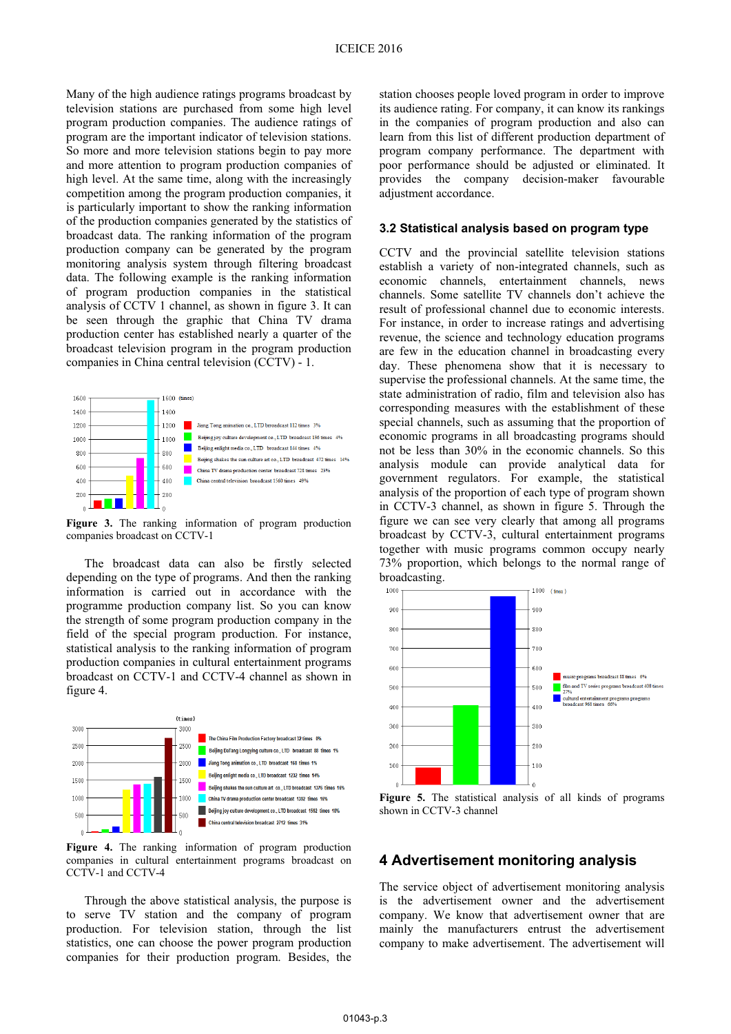Many of the high audience ratings programs broadcast by television stations are purchased from some high level program production companies. The audience ratings of program are the important indicator of television stations. So more and more television stations begin to pay more and more attention to program production companies of high level. At the same time, along with the increasingly competition among the program production companies, it is particularly important to show the ranking information of the production companies generated by the statistics of broadcast data. The ranking information of the program production company can be generated by the program monitoring analysis system through filtering broadcast data. The following example is the ranking information of program production companies in the statistical analysis of CCTV 1 channel, as shown in figure 3. It can be seen through the graphic that China TV drama production center has established nearly a quarter of the broadcast television program in the program production companies in China central television (CCTV) - 1.

**Figure 3.** The ranking information of program production companies broadcast on CCTV-1

The broadcast data can also be firstly selected depending on the type of programs. And then the ranking information is carried out in accordance with the programme production company list. So you can know the strength of some program production company in the field of the special program production. For instance, statistical analysis to the ranking information of program production companies in cultural entertainment programs broadcast on CCTV-1 and CCTV-4 channel as shown in figure 4.

**Figure 4.** The ranking information of program production companies in cultural entertainment programs broadcast on CCTV-1 and CCTV-4

Through the above statistical analysis, the purpose is to serve TV station and the company of program production. For television station, through the list statistics, one can choose the power program production companies for their production program. Besides, the station chooses people loved program in order to improve its audience rating. For company, it can know its rankings in the companies of program production and also can learn from this list of different production department of program company performance. The department with poor performance should be adjusted or eliminated. It provides the company decision-maker favourable adjustment accordance.

### 3.2 Statistical analysis based on program type

CCTV and the provincial satellite television stations establish a variety of non-integrated channels, such as economic channels, entertainment channels, news channels. Some satellite TV channels don't achieve the result of professional channel due to economic interests. For instance, in order to increase ratings and advertising revenue, the science and technology education programs are few in the education channel in broadcasting every day. These phenomena show that it is necessary to supervise the professional channels. At the same time, the state administration of radio, film and television also has corresponding measures with the establishment of these special channels, such as assuming that the proportion of economic programs in all broadcasting programs should not be less than 30% in the economic channels. So this analysis module can provide analytical data for government regulators. For example, the statistical analysis of the proportion of each type of program shown in CCTV-3 channel, as shown in figure 5. Through the figure we can see very clearly that among all programs broadcast by CCTV-3, cultural entertainment programs together with music programs common occupy nearly 73% proportion, which belongs to the normal range of broadcasting.

**Figure 5.** The statistical analysis of all kinds of programs shown in CCTV-3 channel

## 4 Advertisement monitoring analysis

The service object of advertisement monitoring analysis is the advertisement owner and the advertisement company. We know that advertisement owner that are mainly the manufacturers entrust the advertisement company to make advertisement. The advertisement will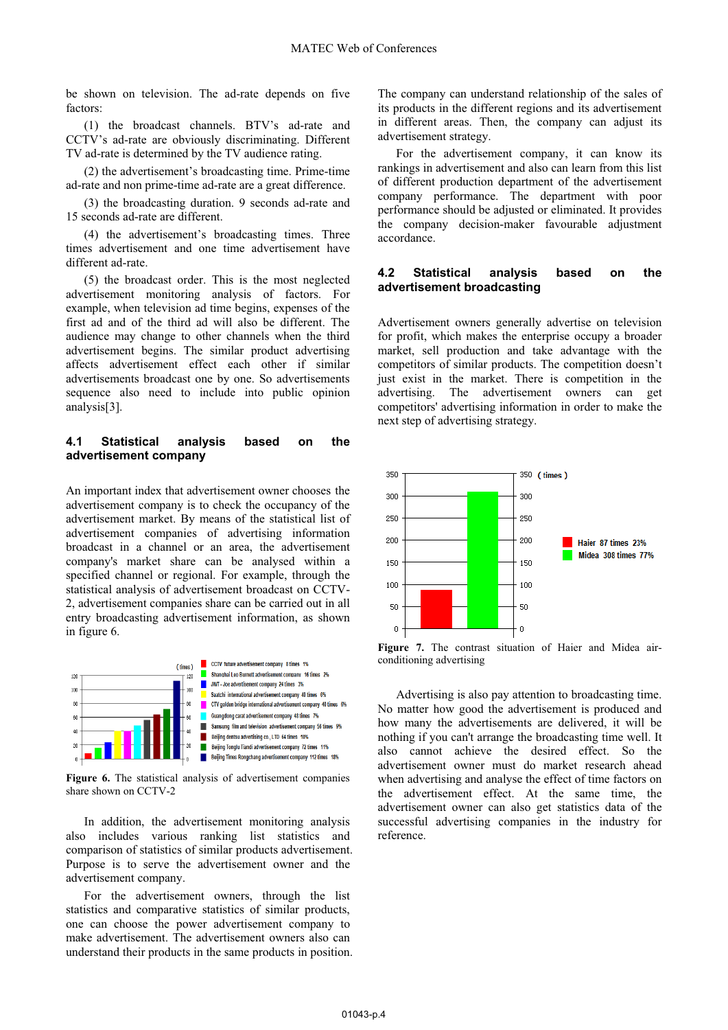be shown on television. The ad-rate depends on five factors:

(1) the broadcast channels. BTV's ad-rate and CCTV's ad-rate are obviously discriminating. Different TV ad-rate is determined by the TV audience rating.

(2) the advertisement's broadcasting time. Prime-time ad-rate and non prime-time ad-rate are a great difference.

(3) the broadcasting duration. 9 seconds ad-rate and 15 seconds ad-rate are different.

(4) the advertisement's broadcasting times. Three times advertisement and one time advertisement have different ad-rate.

(5) the broadcast order. This is the most neglected advertisement monitoring analysis of factors. For example, when television ad time begins, expenses of the first ad and of the third ad will also be different. The audience may change to other channels when the third advertisement begins. The similar product advertising affects advertisement effect each other if similar advertisements broadcast one by one. So advertisements sequence also need to include into public opinion analysis[3].

## 4.1 Statistical analysis based on the advertisement company

An important index that advertisement owner chooses the advertisement company is to check the occupancy of the advertisement market. By means of the statistical list of advertisement companies of advertising information broadcast in a channel or an area, the advertisement company's market share can be analysed within a specified channel or regional. For example, through the statistical analysis of advertisement broadcast on CCTV-2, advertisement companies share can be carried out in all entry broadcasting advertisement information, as shown in figure 6.

**Figure 6.** The statistical analysis of advertisement companies share shown on CCTV-2

In addition, the advertisement monitoring analysis also includes various ranking list statistics and comparison of statistics of similar products advertisement. Purpose is to serve the advertisement owner and the advertisement company.

For the advertisement owners, through the list statistics and comparative statistics of similar products, one can choose the power advertisement company to make advertisement. The advertisement owners also can understand their products in the same products in position. The company can understand relationship of the sales of its products in the different regions and its advertisement in different areas. Then, the company can adjust its advertisement strategy.

For the advertisement company, it can know its rankings in advertisement and also can learn from this list of different production department of the advertisement company performance. The department with poor performance should be adjusted or eliminated. It provides the company decision-maker favourable adjustment accordance.

## 4.2 Statistical analysis based on the advertisement broadcasting

Advertisement owners generally advertise on television for profit, which makes the enterprise occupy a broader market, sell production and take advantage with the competitors of similar products. The competition doesn't just exist in the market. There is competition in the advertising. The advertisement owners can get competitors' advertising information in order to make the next step of advertising strategy.

**Figure 7.** The contrast situation of Haier and Midea air-conditioning advertising

Advertising is also pay attention to broadcasting time. No matter how good the advertisement is produced and how many the advertisements are delivered, it will be nothing if you can't arrange the broadcasting time well. It also cannot achieve the desired effect. So the advertisement owner must do market research ahead when advertising and analyse the effect of time factors on the advertisement effect. At the same time, the advertisement owner can also get statistics data of the successful advertising companies in the industry for reference.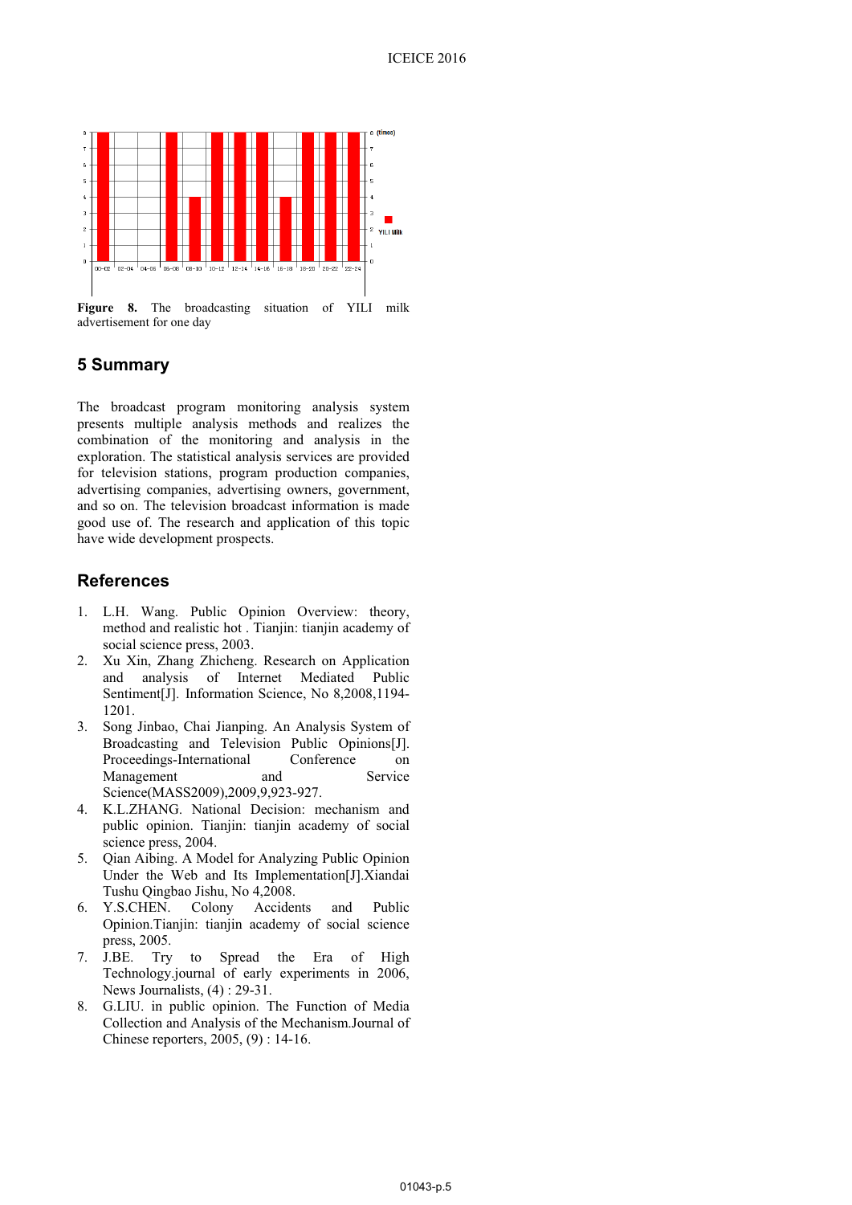8 (times)
7
6
5
4
3
2
1
0

YILI Milk

00-02 02-04 04-06 06-08 08-10 10-12 12-14 14-16 16-18 18-20 20-22 22-24

**Figure 8.** The broadcasting situation of YILI milk advertisement for one day

## 5 Summary

The broadcast program monitoring analysis system presents multiple analysis methods and realizes the combination of the monitoring and analysis in the exploration. The statistical analysis services are provided for television stations, program production companies, advertising companies, advertising owners, government, and so on. The television broadcast information is made good use of. The research and application of this topic have wide development prospects.

## References

1. L.H. Wang. Public Opinion Overview: theory, method and realistic hot . Tianjin: tianjin academy of social science press, 2003.
2. Xu Xin, Zhang Zhicheng. Research on Application and analysis of Internet Mediated Public Sentiment[J]. Information Science, No 8,2008,1194-1201.
3. Song Jinbao, Chai Jianping. An Analysis System of Broadcasting and Television Public Opinions[J]. Proceedings-International Conference on Management and Service Science(MASS2009),2009,9,923-927.
4. K.L.ZHANG. National Decision: mechanism and public opinion. Tianjin: tianjin academy of social science press, 2004.
5. Qian Aibing. A Model for Analyzing Public Opinion Under the Web and Its Implementation[J].Xiandai Tushu Qingbao Jishu, No 4,2008.
6. Y.S.CHEN. Colony Accidents and Public Opinion.Tianjin: tianjin academy of social science press, 2005.
7. J.BE. Try to Spread the Era of High Technology.journal of early experiments in 2006, News Journalists, (4) : 29-31.
8. G.LIU. in public opinion. The Function of Media Collection and Analysis of the Mechanism.Journal of Chinese reporters, 2005, (9) : 14-16.